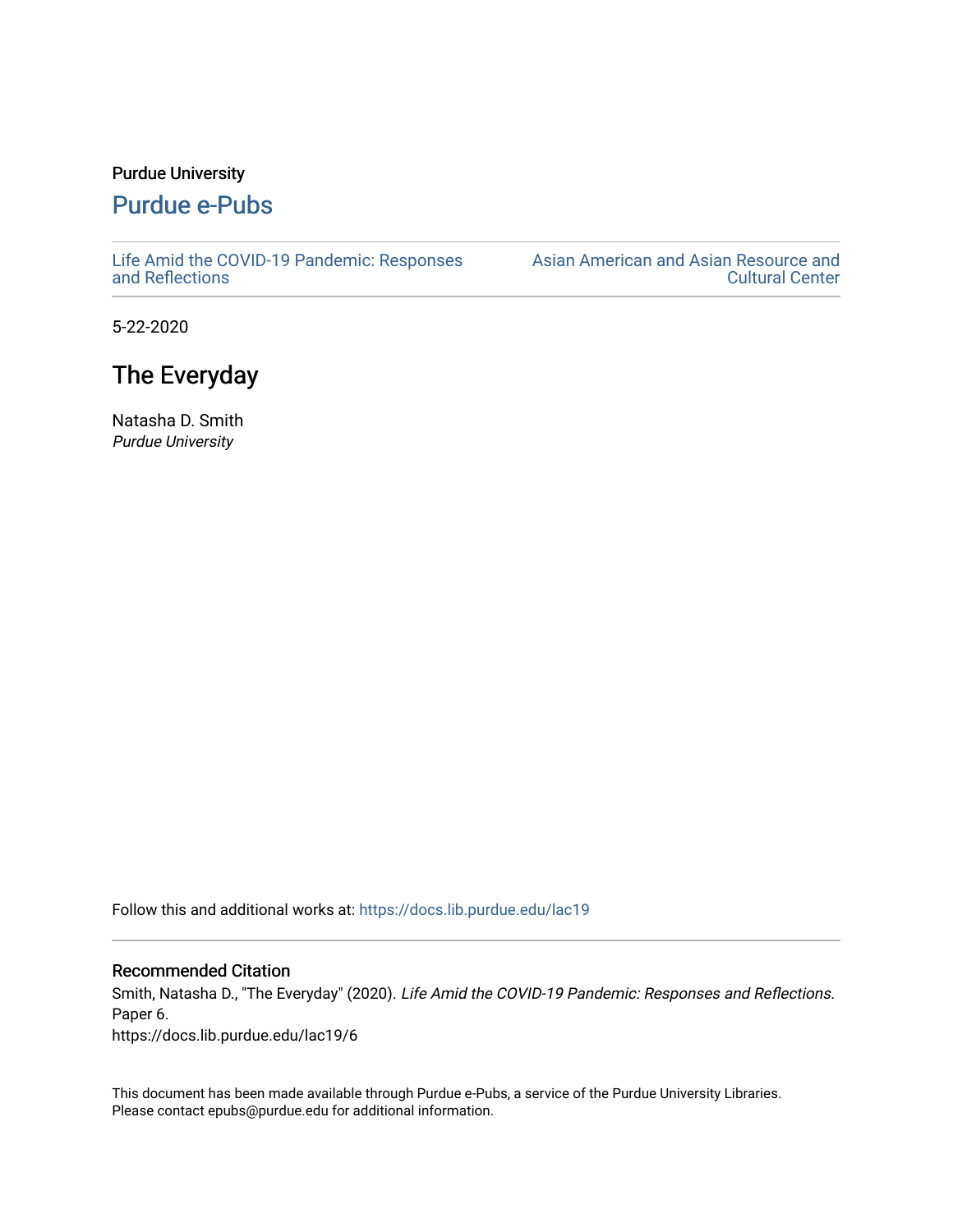Purdue University

## Purdue e-Pubs

Life Amid the COVID-19 Pandemic: Responses and Reflections

Asian American and Asian Resource and Cultural Center

5-22-2020

# The Everyday

Natasha D. Smith
*Purdue University*

Follow this and additional works at: https://docs.lib.purdue.edu/lac19

### Recommended Citation

Smith, Natasha D., "The Everyday" (2020). *Life Amid the COVID-19 Pandemic: Responses and Reflections.* Paper 6.
https://docs.lib.purdue.edu/lac19/6

This document has been made available through Purdue e-Pubs, a service of the Purdue University Libraries. Please contact epubs@purdue.edu for additional information.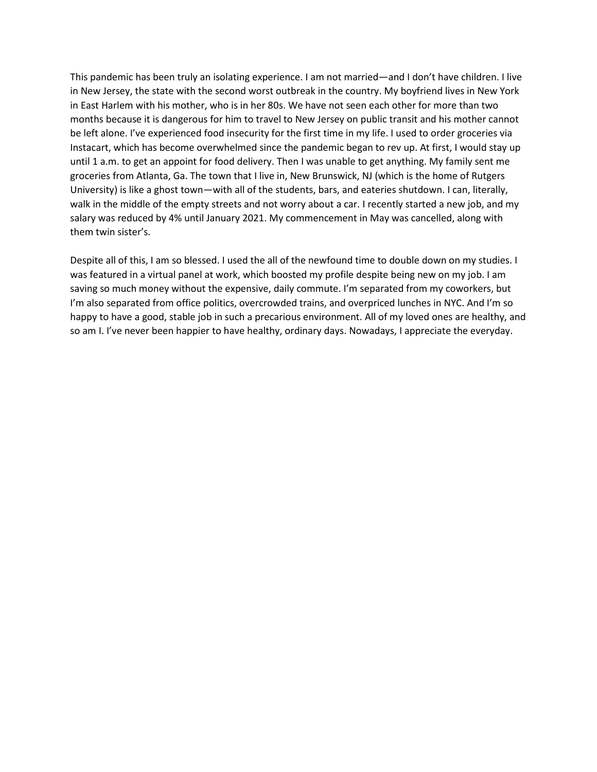This pandemic has been truly an isolating experience. I am not married—and I don't have children. I live in New Jersey, the state with the second worst outbreak in the country. My boyfriend lives in New York in East Harlem with his mother, who is in her 80s. We have not seen each other for more than two months because it is dangerous for him to travel to New Jersey on public transit and his mother cannot be left alone. I've experienced food insecurity for the first time in my life. I used to order groceries via Instacart, which has become overwhelmed since the pandemic began to rev up. At first, I would stay up until 1 a.m. to get an appoint for food delivery. Then I was unable to get anything. My family sent me groceries from Atlanta, Ga. The town that I live in, New Brunswick, NJ (which is the home of Rutgers University) is like a ghost town—with all of the students, bars, and eateries shutdown. I can, literally, walk in the middle of the empty streets and not worry about a car. I recently started a new job, and my salary was reduced by 4% until January 2021. My commencement in May was cancelled, along with them twin sister's.

Despite all of this, I am so blessed. I used the all of the newfound time to double down on my studies. I was featured in a virtual panel at work, which boosted my profile despite being new on my job. I am saving so much money without the expensive, daily commute. I'm separated from my coworkers, but I'm also separated from office politics, overcrowded trains, and overpriced lunches in NYC. And I'm so happy to have a good, stable job in such a precarious environment. All of my loved ones are healthy, and so am I. I've never been happier to have healthy, ordinary days. Nowadays, I appreciate the everyday.